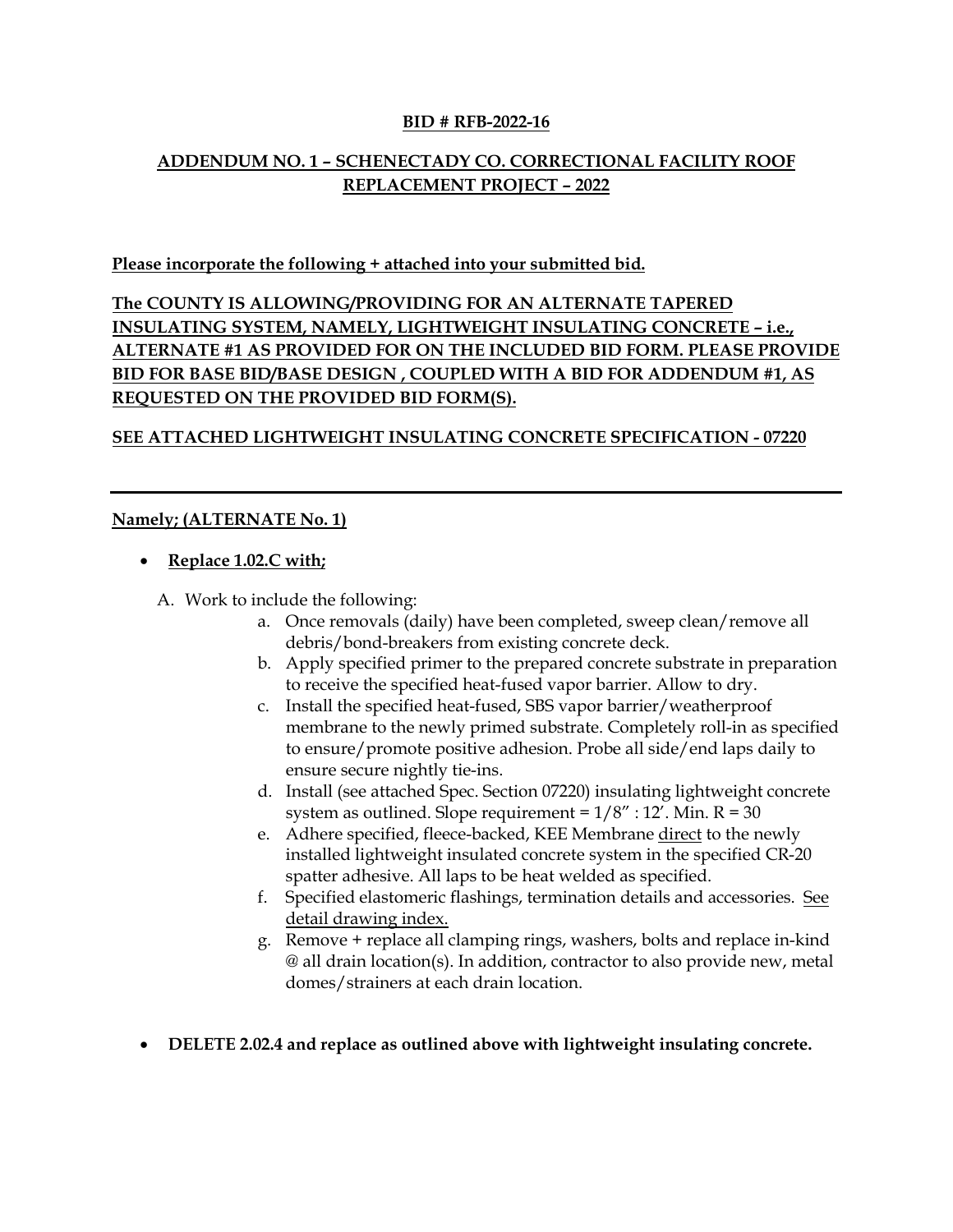**BID # RFB-2022-16**

**ADDENDUM NO. 1 – SCHENECTADY CO. CORRECTIONAL FACILITY ROOF REPLACEMENT PROJECT – 2022**

**Please incorporate the following + attached into your submitted bid.**

**The COUNTY IS ALLOWING/PROVIDING FOR AN ALTERNATE TAPERED INSULATING SYSTEM, NAMELY, LIGHTWEIGHT INSULATING CONCRETE – i.e., ALTERNATE #1 AS PROVIDED FOR ON THE INCLUDED BID FORM. PLEASE PROVIDE BID FOR BASE BID/BASE DESIGN , COUPLED WITH A BID FOR ADDENDUM #1, AS REQUESTED ON THE PROVIDED BID FORM(S).**

**SEE ATTACHED LIGHTWEIGHT INSULATING CONCRETE SPECIFICATION - 07220**

---

**Namely; (ALTERNATE No. 1)**

- **Replace 1.02.C with;**

A. Work to include the following:

a. Once removals (daily) have been completed, sweep clean/remove all debris/bond-breakers from existing concrete deck.

b. Apply specified primer to the prepared concrete substrate in preparation to receive the specified heat-fused vapor barrier. Allow to dry.

c. Install the specified heat-fused, SBS vapor barrier/weatherproof membrane to the newly primed substrate. Completely roll-in as specified to ensure/promote positive adhesion. Probe all side/end laps daily to ensure secure nightly tie-ins.

d. Install (see attached Spec. Section 07220) insulating lightweight concrete system as outlined. Slope requirement = 1/8" : 12'. Min. R = 30

e. Adhere specified, fleece-backed, KEE Membrane direct to the newly installed lightweight insulated concrete system in the specified CR-20 spatter adhesive. All laps to be heat welded as specified.

f. Specified elastomeric flashings, termination details and accessories. See detail drawing index.

g. Remove + replace all clamping rings, washers, bolts and replace in-kind @ all drain location(s). In addition, contractor to also provide new, metal domes/strainers at each drain location.

- **DELETE 2.02.4 and replace as outlined above with lightweight insulating concrete.**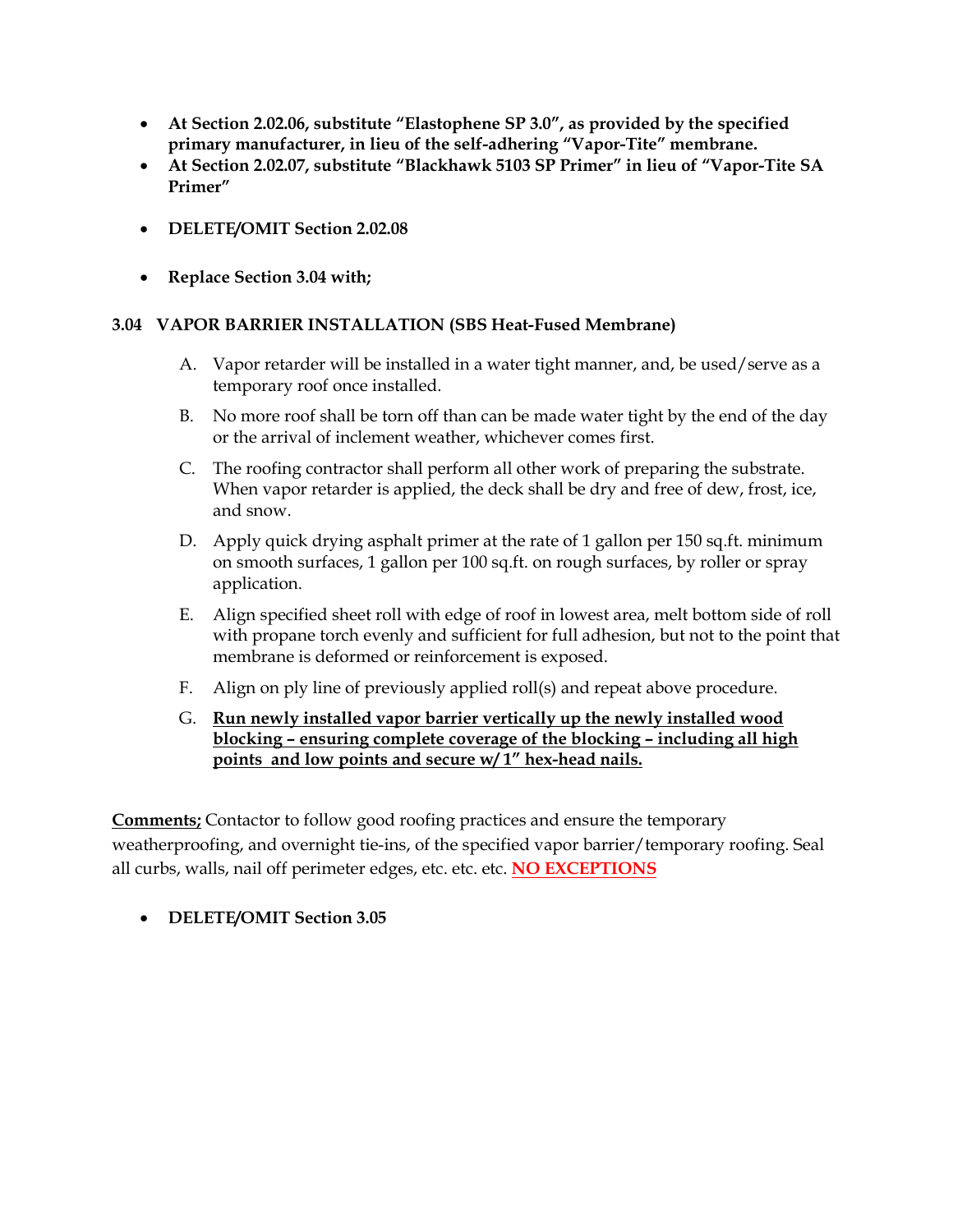- **At Section 2.02.06, substitute "Elastophene SP 3.0", as provided by the specified primary manufacturer, in lieu of the self-adhering "Vapor-Tite" membrane.**
- **At Section 2.02.07, substitute "Blackhawk 5103 SP Primer" in lieu of "Vapor-Tite SA Primer"**
- **DELETE/OMIT Section 2.02.08**
- **Replace Section 3.04 with;**

### 3.04 VAPOR BARRIER INSTALLATION (SBS Heat-Fused Membrane)

A. Vapor retarder will be installed in a water tight manner, and, be used/serve as a temporary roof once installed.

B. No more roof shall be torn off than can be made water tight by the end of the day or the arrival of inclement weather, whichever comes first.

C. The roofing contractor shall perform all other work of preparing the substrate. When vapor retarder is applied, the deck shall be dry and free of dew, frost, ice, and snow.

D. Apply quick drying asphalt primer at the rate of 1 gallon per 150 sq.ft. minimum on smooth surfaces, 1 gallon per 100 sq.ft. on rough surfaces, by roller or spray application.

E. Align specified sheet roll with edge of roof in lowest area, melt bottom side of roll with propane torch evenly and sufficient for full adhesion, but not to the point that membrane is deformed or reinforcement is exposed.

F. Align on ply line of previously applied roll(s) and repeat above procedure.

G. <u>**Run newly installed vapor barrier vertically up the newly installed wood blocking – ensuring complete coverage of the blocking – including all high points and low points and secure w/ 1" hex-head nails.**</u>

<u>**Comments;**</u> Contactor to follow good roofing practices and ensure the temporary weatherproofing, and overnight tie-ins, of the specified vapor barrier/temporary roofing. Seal all curbs, walls, nail off perimeter edges, etc. etc. etc. <u>**NO EXCEPTIONS**</u>

- **DELETE/OMIT Section 3.05**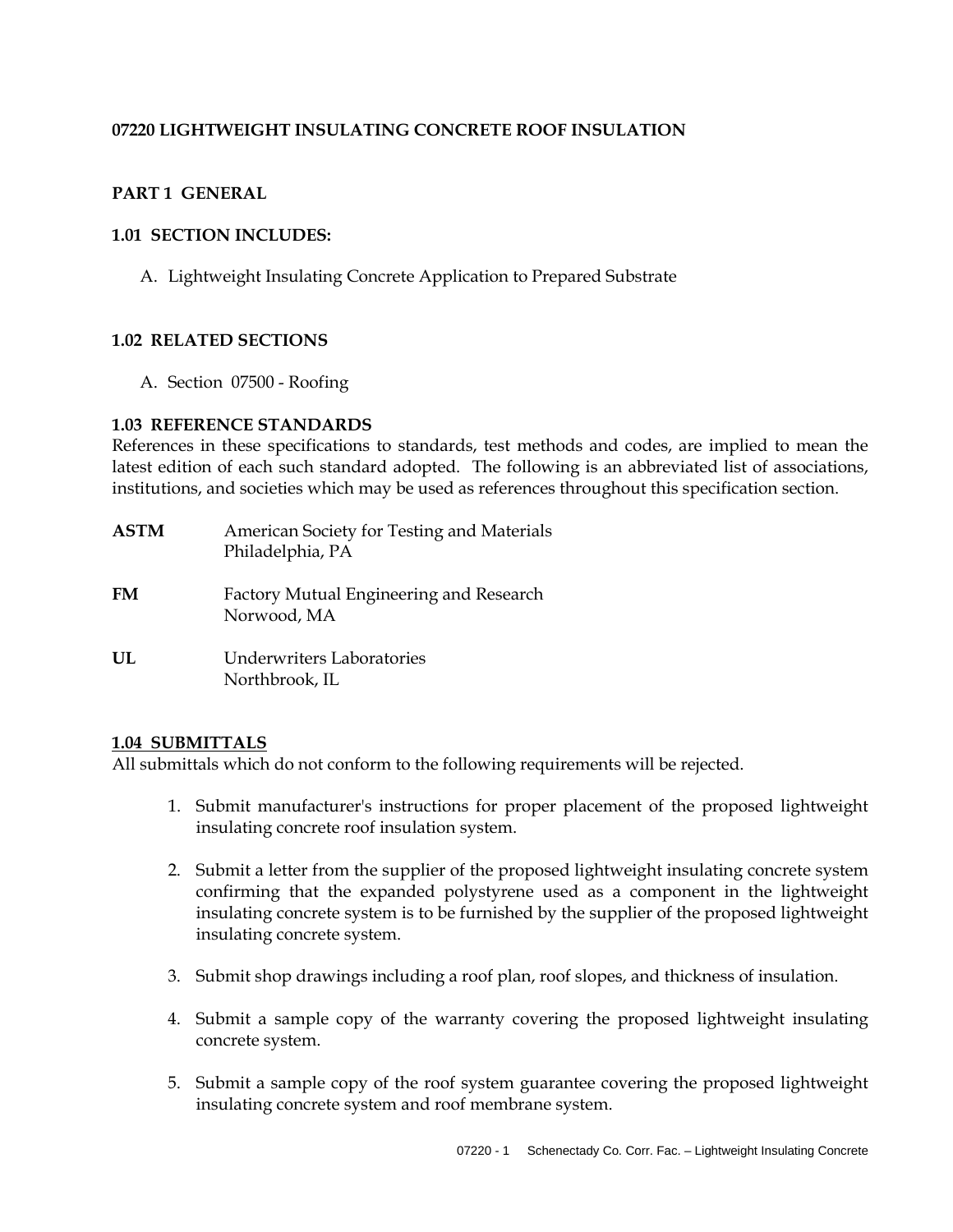# 07220 LIGHTWEIGHT INSULATING CONCRETE ROOF INSULATION

## PART 1 GENERAL

### 1.01 SECTION INCLUDES:

A. Lightweight Insulating Concrete Application to Prepared Substrate

### 1.02 RELATED SECTIONS

A. Section 07500 - Roofing

### 1.03 REFERENCE STANDARDS

References in these specifications to standards, test methods and codes, are implied to mean the latest edition of each such standard adopted. The following is an abbreviated list of associations, institutions, and societies which may be used as references throughout this specification section.

**ASTM** American Society for Testing and Materials
Philadelphia, PA

**FM** Factory Mutual Engineering and Research
Norwood, MA

**UL** Underwriters Laboratories
Northbrook, IL

### 1.04 SUBMITTALS

All submittals which do not conform to the following requirements will be rejected.

1. Submit manufacturer's instructions for proper placement of the proposed lightweight insulating concrete roof insulation system.
2. Submit a letter from the supplier of the proposed lightweight insulating concrete system confirming that the expanded polystyrene used as a component in the lightweight insulating concrete system is to be furnished by the supplier of the proposed lightweight insulating concrete system.
3. Submit shop drawings including a roof plan, roof slopes, and thickness of insulation.
4. Submit a sample copy of the warranty covering the proposed lightweight insulating concrete system.
5. Submit a sample copy of the roof system guarantee covering the proposed lightweight insulating concrete system and roof membrane system.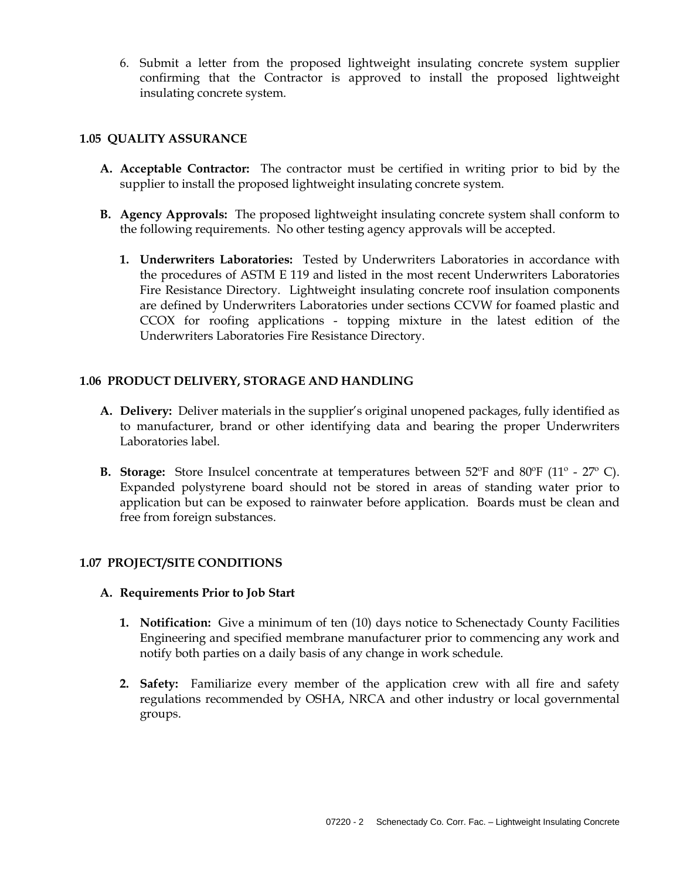6. Submit a letter from the proposed lightweight insulating concrete system supplier confirming that the Contractor is approved to install the proposed lightweight insulating concrete system.

### 1.05 QUALITY ASSURANCE

**A. Acceptable Contractor:** The contractor must be certified in writing prior to bid by the supplier to install the proposed lightweight insulating concrete system.

**B. Agency Approvals:** The proposed lightweight insulating concrete system shall conform to the following requirements. No other testing agency approvals will be accepted.

**1. Underwriters Laboratories:** Tested by Underwriters Laboratories in accordance with the procedures of ASTM E 119 and listed in the most recent Underwriters Laboratories Fire Resistance Directory. Lightweight insulating concrete roof insulation components are defined by Underwriters Laboratories under sections CCVW for foamed plastic and CCOX for roofing applications - topping mixture in the latest edition of the Underwriters Laboratories Fire Resistance Directory.

### 1.06 PRODUCT DELIVERY, STORAGE AND HANDLING

**A. Delivery:** Deliver materials in the supplier's original unopened packages, fully identified as to manufacturer, brand or other identifying data and bearing the proper Underwriters Laboratories label.

**B. Storage:** Store Insulcel concentrate at temperatures between 52ºF and 80ºF (11º - 27º C). Expanded polystyrene board should not be stored in areas of standing water prior to application but can be exposed to rainwater before application. Boards must be clean and free from foreign substances.

### 1.07 PROJECT/SITE CONDITIONS

**A. Requirements Prior to Job Start**

**1. Notification:** Give a minimum of ten (10) days notice to Schenectady County Facilities Engineering and specified membrane manufacturer prior to commencing any work and notify both parties on a daily basis of any change in work schedule.

**2. Safety:** Familiarize every member of the application crew with all fire and safety regulations recommended by OSHA, NRCA and other industry or local governmental groups.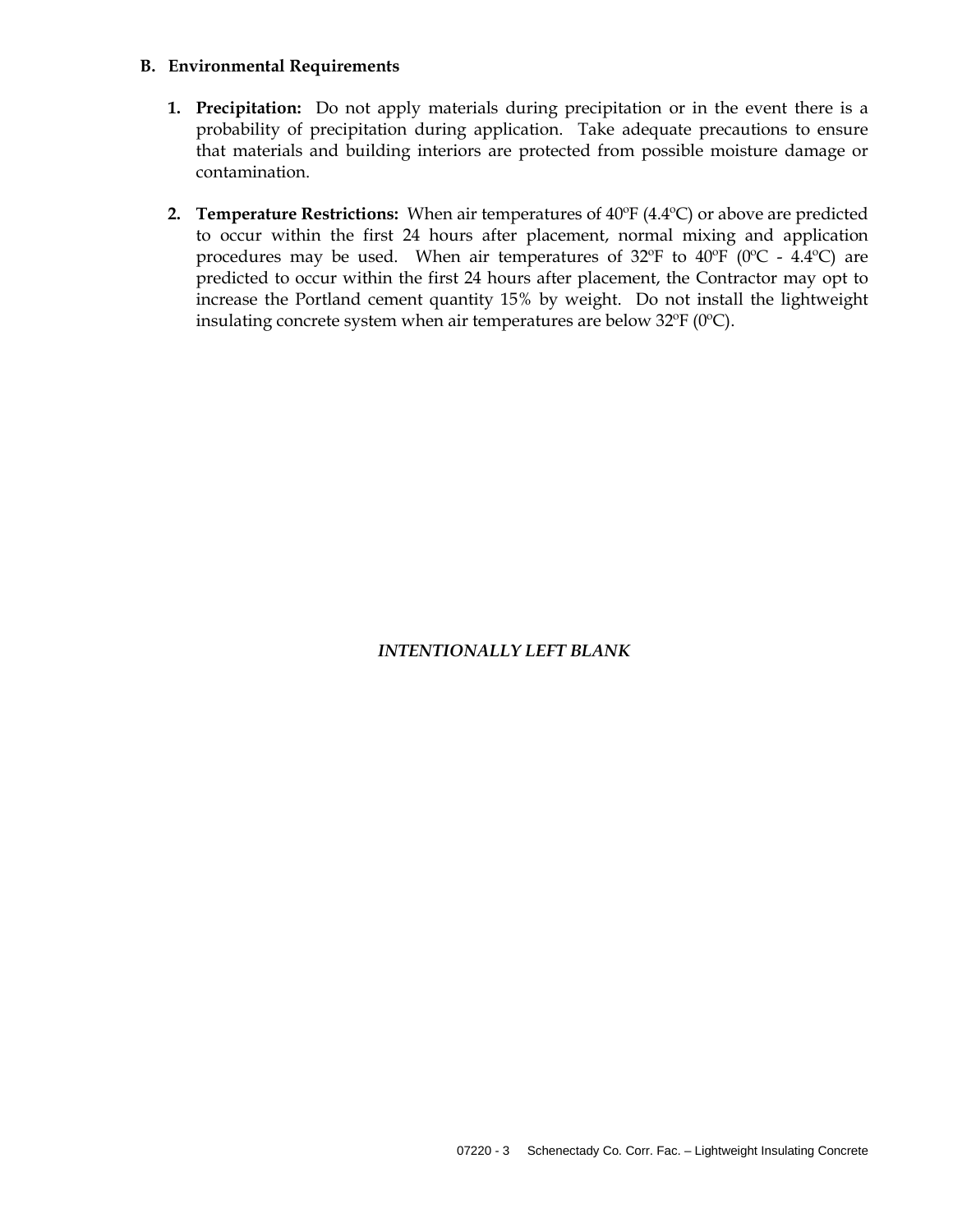## B. Environmental Requirements

1. **Precipitation:** Do not apply materials during precipitation or in the event there is a probability of precipitation during application. Take adequate precautions to ensure that materials and building interiors are protected from possible moisture damage or contamination.

2. **Temperature Restrictions:** When air temperatures of 40ºF (4.4ºC) or above are predicted to occur within the first 24 hours after placement, normal mixing and application procedures may be used. When air temperatures of 32ºF to 40ºF (0ºC - 4.4ºC) are predicted to occur within the first 24 hours after placement, the Contractor may opt to increase the Portland cement quantity 15% by weight. Do not install the lightweight insulating concrete system when air temperatures are below 32ºF (0ºC).

*INTENTIONALLY LEFT BLANK*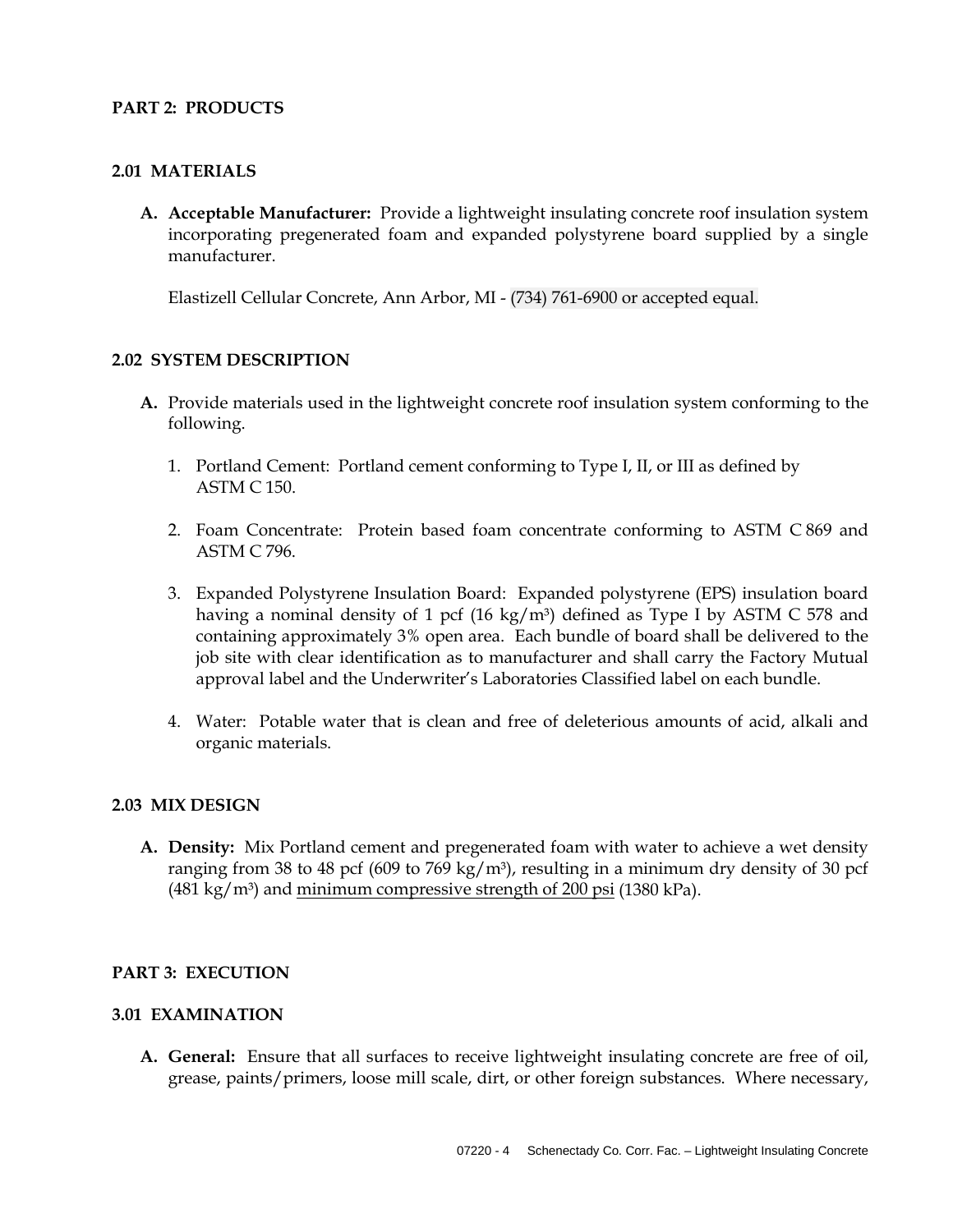## PART 2: PRODUCTS

### 2.01 MATERIALS

**A. Acceptable Manufacturer:** Provide a lightweight insulating concrete roof insulation system incorporating pregenerated foam and expanded polystyrene board supplied by a single manufacturer.

Elastizell Cellular Concrete, Ann Arbor, MI - (734) 761-6900 or accepted equal.

### 2.02 SYSTEM DESCRIPTION

**A.** Provide materials used in the lightweight concrete roof insulation system conforming to the following.

1. Portland Cement: Portland cement conforming to Type I, II, or III as defined by ASTM C 150.

2. Foam Concentrate: Protein based foam concentrate conforming to ASTM C 869 and ASTM C 796.

3. Expanded Polystyrene Insulation Board: Expanded polystyrene (EPS) insulation board having a nominal density of 1 pcf (16 kg/m³) defined as Type I by ASTM C 578 and containing approximately 3% open area. Each bundle of board shall be delivered to the job site with clear identification as to manufacturer and shall carry the Factory Mutual approval label and the Underwriter's Laboratories Classified label on each bundle.

4. Water: Potable water that is clean and free of deleterious amounts of acid, alkali and organic materials.

### 2.03 MIX DESIGN

**A. Density:** Mix Portland cement and pregenerated foam with water to achieve a wet density ranging from 38 to 48 pcf (609 to 769 kg/m³), resulting in a minimum dry density of 30 pcf (481 kg/m³) and <u>minimum compressive strength of 200 psi</u> (1380 kPa).

## PART 3: EXECUTION

### 3.01 EXAMINATION

**A. General:** Ensure that all surfaces to receive lightweight insulating concrete are free of oil, grease, paints/primers, loose mill scale, dirt, or other foreign substances. Where necessary,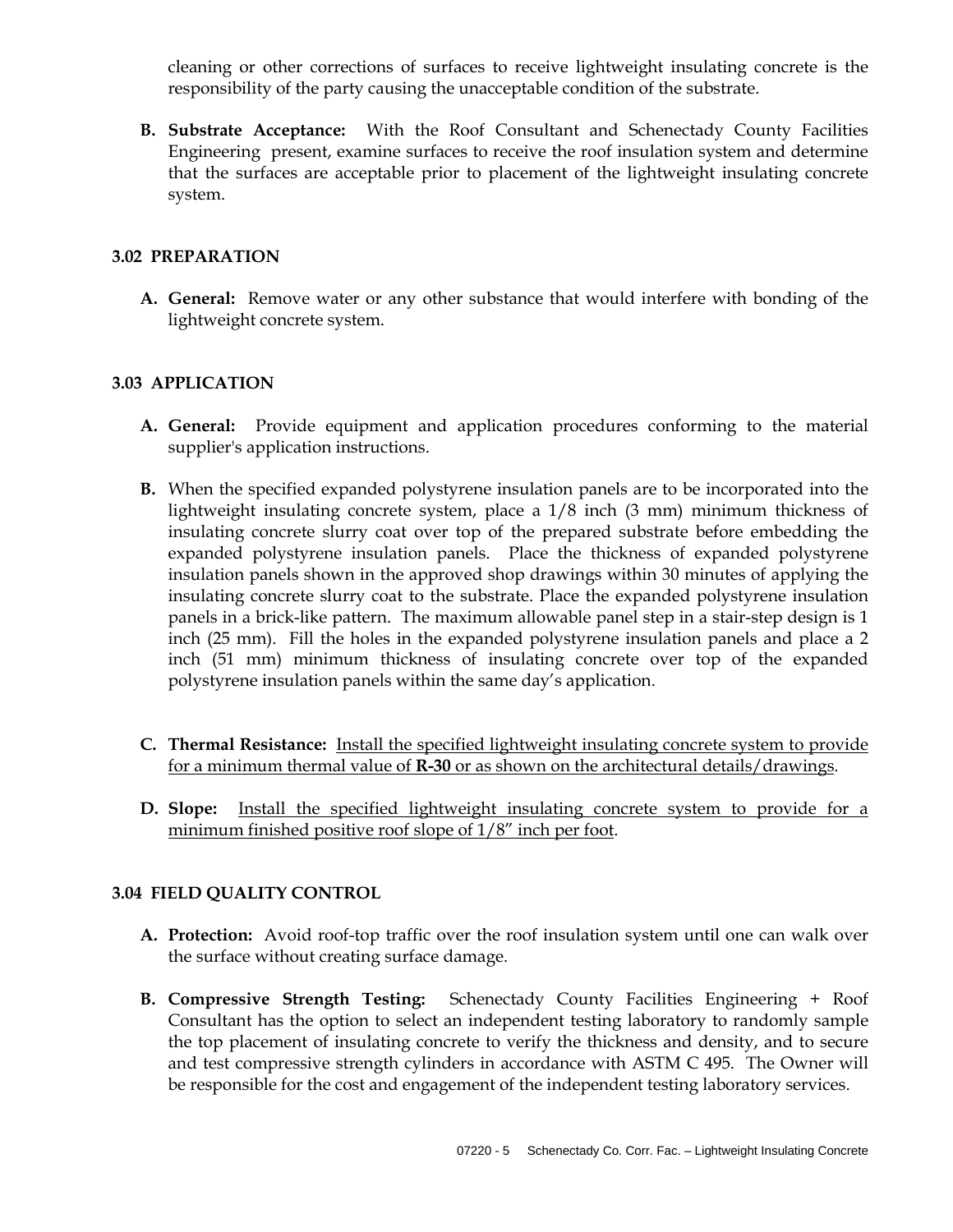cleaning or other corrections of surfaces to receive lightweight insulating concrete is the responsibility of the party causing the unacceptable condition of the substrate.

**B. Substrate Acceptance:** With the Roof Consultant and Schenectady County Facilities Engineering present, examine surfaces to receive the roof insulation system and determine that the surfaces are acceptable prior to placement of the lightweight insulating concrete system.

### 3.02 PREPARATION

**A. General:** Remove water or any other substance that would interfere with bonding of the lightweight concrete system.

### 3.03 APPLICATION

**A. General:** Provide equipment and application procedures conforming to the material supplier's application instructions.

**B.** When the specified expanded polystyrene insulation panels are to be incorporated into the lightweight insulating concrete system, place a 1/8 inch (3 mm) minimum thickness of insulating concrete slurry coat over top of the prepared substrate before embedding the expanded polystyrene insulation panels. Place the thickness of expanded polystyrene insulation panels shown in the approved shop drawings within 30 minutes of applying the insulating concrete slurry coat to the substrate. Place the expanded polystyrene insulation panels in a brick-like pattern. The maximum allowable panel step in a stair-step design is 1 inch (25 mm). Fill the holes in the expanded polystyrene insulation panels and place a 2 inch (51 mm) minimum thickness of insulating concrete over top of the expanded polystyrene insulation panels within the same day's application.

**C. Thermal Resistance:** <u>Install the specified lightweight insulating concrete system to provide for a minimum thermal value of **R-30** or as shown on the architectural details/drawings</u>.

**D. Slope:** <u>Install the specified lightweight insulating concrete system to provide for a minimum finished positive roof slope of 1/8" inch per foot</u>.

### 3.04 FIELD QUALITY CONTROL

**A. Protection:** Avoid roof-top traffic over the roof insulation system until one can walk over the surface without creating surface damage.

**B. Compressive Strength Testing:** Schenectady County Facilities Engineering + Roof Consultant has the option to select an independent testing laboratory to randomly sample the top placement of insulating concrete to verify the thickness and density, and to secure and test compressive strength cylinders in accordance with ASTM C 495. The Owner will be responsible for the cost and engagement of the independent testing laboratory services.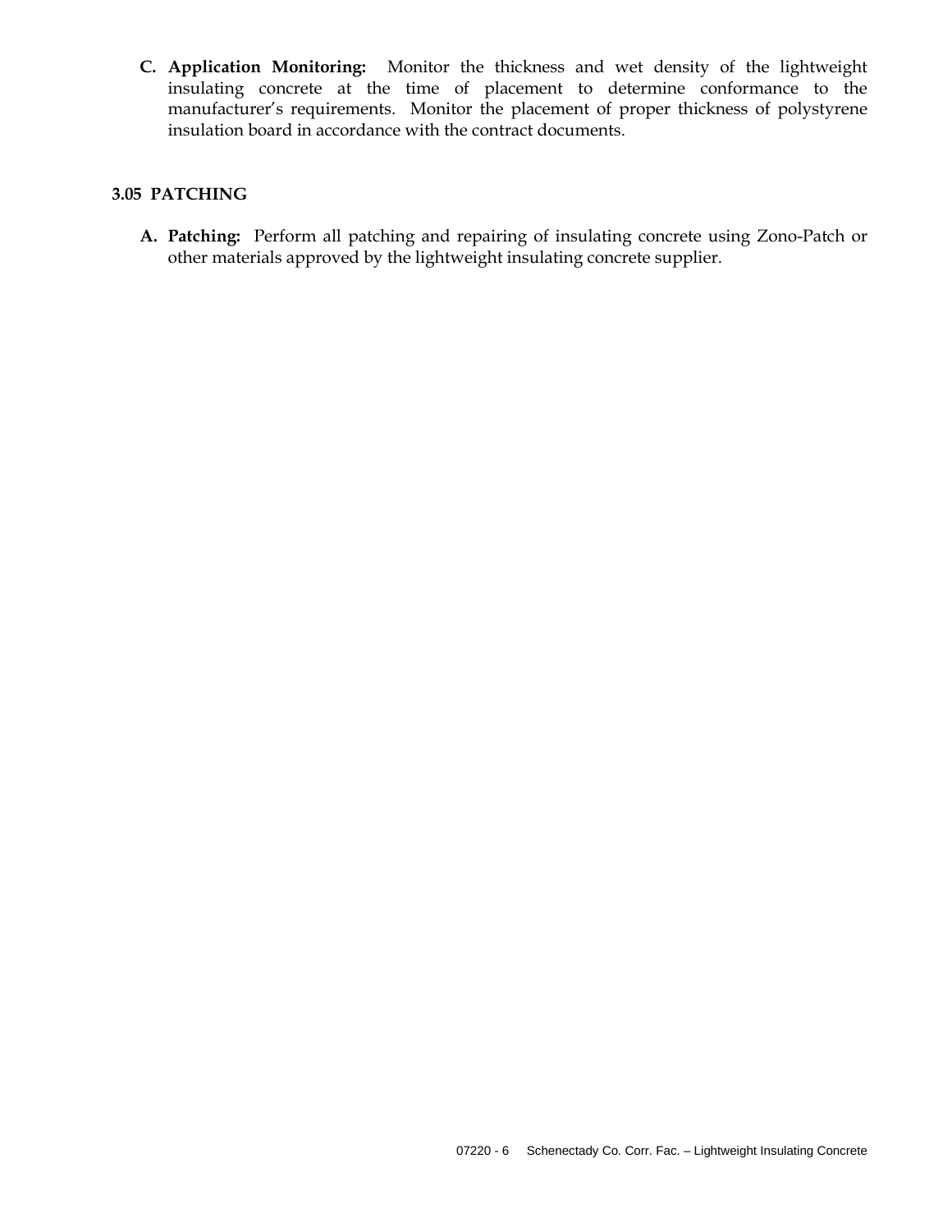**C. Application Monitoring:** Monitor the thickness and wet density of the lightweight insulating concrete at the time of placement to determine conformance to the manufacturer's requirements. Monitor the placement of proper thickness of polystyrene insulation board in accordance with the contract documents.

## 3.05 PATCHING

**A. Patching:** Perform all patching and repairing of insulating concrete using Zono-Patch or other materials approved by the lightweight insulating concrete supplier.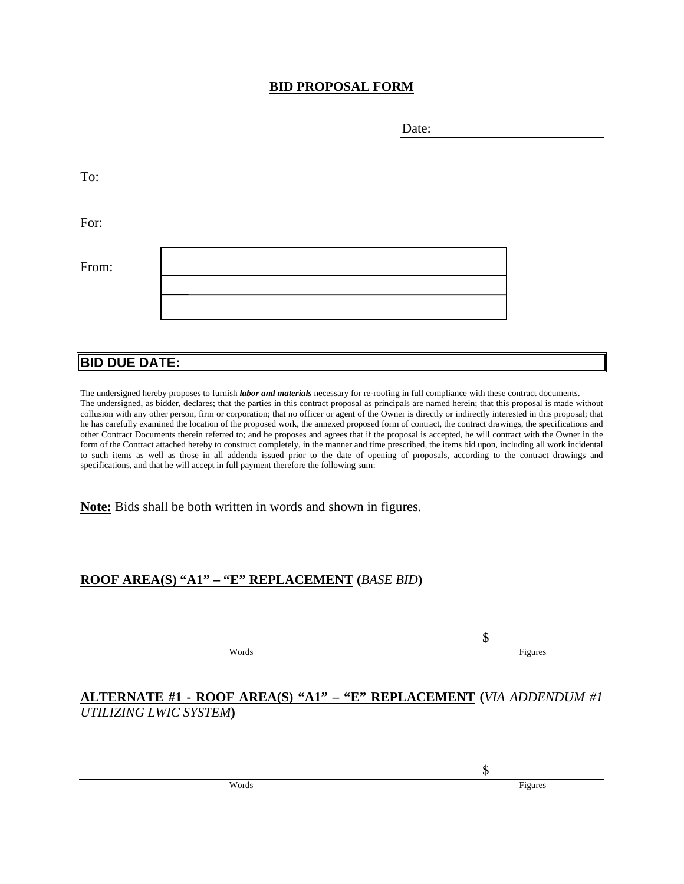# BID PROPOSAL FORM

Date: ______________________

To:

For:

From:

| |
|---|
| |
| |
| |

**BID DUE DATE:**

The undersigned hereby proposes to furnish ***labor and materials*** necessary for re-roofing in full compliance with these contract documents.
The undersigned, as bidder, declares; that the parties in this contract proposal as principals are named herein; that this proposal is made without collusion with any other person, firm or corporation; that no officer or agent of the Owner is directly or indirectly interested in this proposal; that he has carefully examined the location of the proposed work, the annexed proposed form of contract, the contract drawings, the specifications and other Contract Documents therein referred to; and he proposes and agrees that if the proposal is accepted, he will contract with the Owner in the form of the Contract attached hereby to construct completely, in the manner and time prescribed, the items bid upon, including all work incidental to such items as well as those in all addenda issued prior to the date of opening of proposals, according to the contract drawings and specifications, and that he will accept in full payment therefore the following sum:

**Note:** Bids shall be both written in words and shown in figures.

**ROOF AREA(S) "A1" – "E" REPLACEMENT** (*BASE BID*)

______________________________________________________ $____________

Words Figures

**ALTERNATE #1 - ROOF AREA(S) "A1" – "E" REPLACEMENT** (*VIA ADDENDUM #1 UTILIZING LWIC SYSTEM*)

______________________________________________________ $____________

Words Figures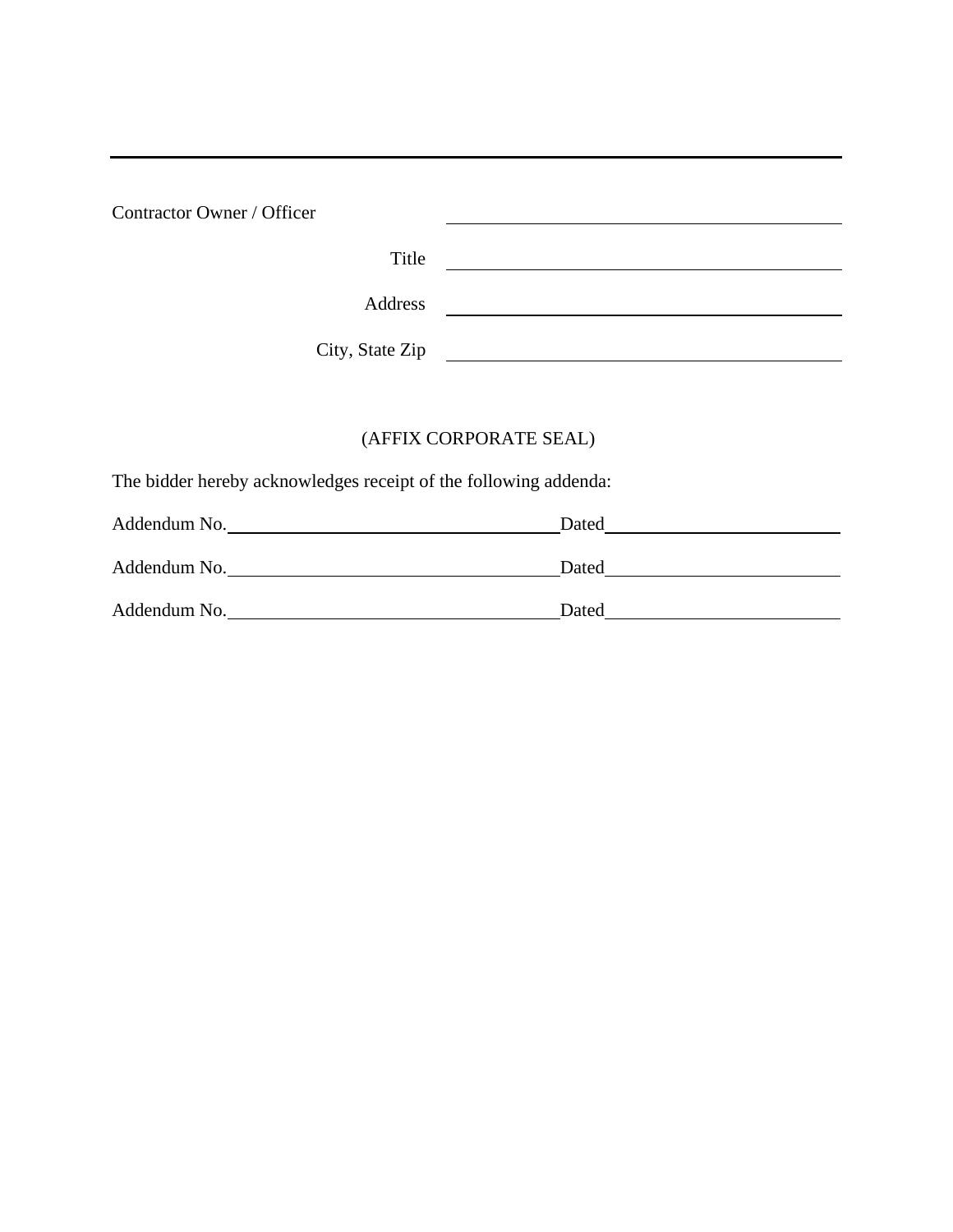---

Contractor Owner / Officer ______________________________

Title ______________________________

Address ______________________________

City, State Zip ______________________________

(AFFIX CORPORATE SEAL)

The bidder hereby acknowledges receipt of the following addenda:

Addendum No.______________________________Dated______________________

Addendum No.______________________________Dated______________________

Addendum No.______________________________Dated______________________